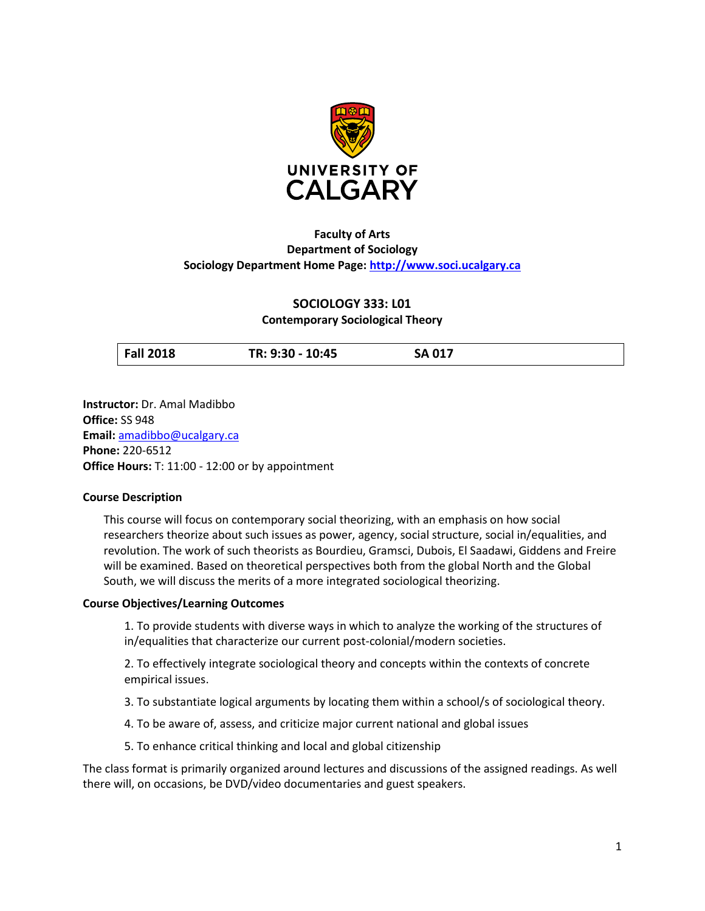UNIVERSITY OF CALGARY

**Faculty of Arts**
**Department of Sociology**
**Sociology Department Home Page: [http://www.soci.ucalgary.ca](http://www.soci.ucalgary.ca)**

# SOCIOLOGY 333: L01

## Contemporary Sociological Theory

| | | |
|---|---|---|
| **Fall 2018** | **TR: 9:30 - 10:45** | **SA 017** |

**Instructor:** Dr. Amal Madibbo
**Office:** SS 948
**Email:** [amadibbo@ucalgary.ca](mailto:amadibbo@ucalgary.ca)
**Phone:** 220-6512
**Office Hours:** T: 11:00 - 12:00 or by appointment

**Course Description**

This course will focus on contemporary social theorizing, with an emphasis on how social researchers theorize about such issues as power, agency, social structure, social in/equalities, and revolution. The work of such theorists as Bourdieu, Gramsci, Dubois, El Saadawi, Giddens and Freire will be examined. Based on theoretical perspectives both from the global North and the Global South, we will discuss the merits of a more integrated sociological theorizing.

**Course Objectives/Learning Outcomes**

1. To provide students with diverse ways in which to analyze the working of the structures of in/equalities that characterize our current post-colonial/modern societies.

2. To effectively integrate sociological theory and concepts within the contexts of concrete empirical issues.

3. To substantiate logical arguments by locating them within a school/s of sociological theory.

4. To be aware of, assess, and criticize major current national and global issues

5. To enhance critical thinking and local and global citizenship

The class format is primarily organized around lectures and discussions of the assigned readings. As well there will, on occasions, be DVD/video documentaries and guest speakers.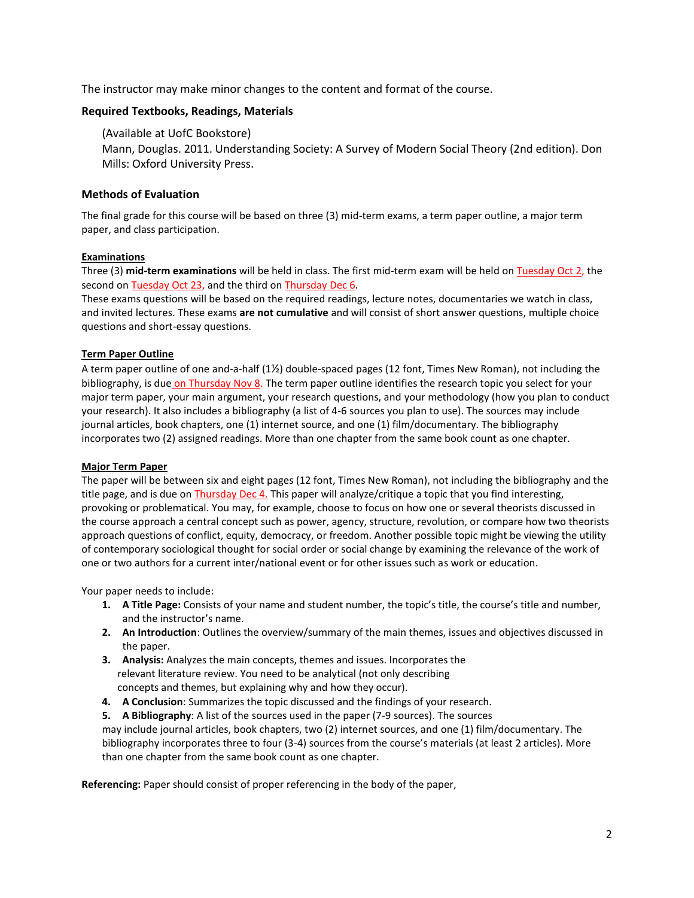The instructor may make minor changes to the content and format of the course.

### Required Textbooks, Readings, Materials

(Available at UofC Bookstore)
Mann, Douglas. 2011. Understanding Society: A Survey of Modern Social Theory (2nd edition). Don Mills: Oxford University Press.

### Methods of Evaluation

The final grade for this course will be based on three (3) mid-term exams, a term paper outline, a major term paper, and class participation.

**Examinations**

Three (3) **mid-term examinations** will be held in class. The first mid-term exam will be held on Tuesday Oct 2, the second on Tuesday Oct 23, and the third on Thursday Dec 6.
These exams questions will be based on the required readings, lecture notes, documentaries we watch in class, and invited lectures. These exams **are not cumulative** and will consist of short answer questions, multiple choice questions and short-essay questions.

**Term Paper Outline**

A term paper outline of one and-a-half (1½) double-spaced pages (12 font, Times New Roman), not including the bibliography, is due on Thursday Nov 8. The term paper outline identifies the research topic you select for your major term paper, your main argument, your research questions, and your methodology (how you plan to conduct your research). It also includes a bibliography (a list of 4-6 sources you plan to use). The sources may include journal articles, book chapters, one (1) internet source, and one (1) film/documentary. The bibliography incorporates two (2) assigned readings. More than one chapter from the same book count as one chapter.

**Major Term Paper**

The paper will be between six and eight pages (12 font, Times New Roman), not including the bibliography and the title page, and is due on Thursday Dec 4. This paper will analyze/critique a topic that you find interesting, provoking or problematical. You may, for example, choose to focus on how one or several theorists discussed in the course approach a central concept such as power, agency, structure, revolution, or compare how two theorists approach questions of conflict, equity, democracy, or freedom. Another possible topic might be viewing the utility of contemporary sociological thought for social order or social change by examining the relevance of the work of one or two authors for a current inter/national event or for other issues such as work or education.

Your paper needs to include:

1. **A Title Page:** Consists of your name and student number, the topic's title, the course's title and number, and the instructor's name.
2. **An Introduction**: Outlines the overview/summary of the main themes, issues and objectives discussed in the paper.
3. **Analysis:** Analyzes the main concepts, themes and issues. Incorporates the relevant literature review. You need to be analytical (not only describing concepts and themes, but explaining why and how they occur).
4. **A Conclusion**: Summarizes the topic discussed and the findings of your research.
5. **A Bibliography**: A list of the sources used in the paper (7-9 sources). The sources may include journal articles, book chapters, two (2) internet sources, and one (1) film/documentary. The bibliography incorporates three to four (3-4) sources from the course's materials (at least 2 articles). More than one chapter from the same book count as one chapter.

**Referencing:** Paper should consist of proper referencing in the body of the paper,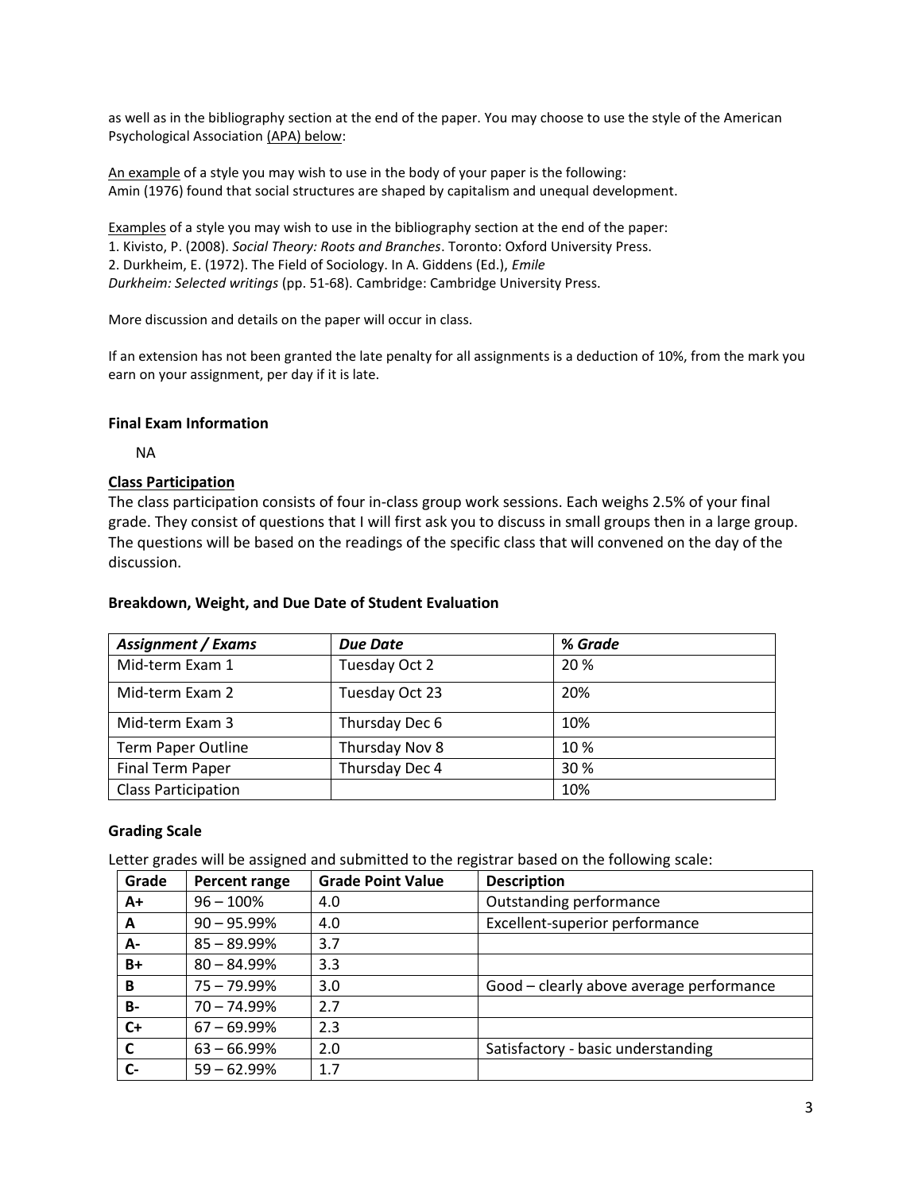as well as in the bibliography section at the end of the paper. You may choose to use the style of the American Psychological Association (APA) below:

An example of a style you may wish to use in the body of your paper is the following:
Amin (1976) found that social structures are shaped by capitalism and unequal development.

Examples of a style you may wish to use in the bibliography section at the end of the paper:
1. Kivisto, P. (2008). *Social Theory: Roots and Branches*. Toronto: Oxford University Press.
2. Durkheim, E. (1972). The Field of Sociology. In A. Giddens (Ed.), *Emile Durkheim: Selected writings* (pp. 51-68). Cambridge: Cambridge University Press.

More discussion and details on the paper will occur in class.

If an extension has not been granted the late penalty for all assignments is a deduction of 10%, from the mark you earn on your assignment, per day if it is late.

**Final Exam Information**

NA

**Class Participation**

The class participation consists of four in-class group work sessions. Each weighs 2.5% of your final grade. They consist of questions that I will first ask you to discuss in small groups then in a large group. The questions will be based on the readings of the specific class that will convened on the day of the discussion.

**Breakdown, Weight, and Due Date of Student Evaluation**

| ***Assignment / Exams*** | ***Due Date*** | ***% Grade*** |
|---|---|---|
| Mid-term Exam 1 | Tuesday Oct 2 | 20 % |
| Mid-term Exam 2 | Tuesday Oct 23 | 20% |
| Mid-term Exam 3 | Thursday Dec 6 | 10% |
| Term Paper Outline | Thursday Nov 8 | 10 % |
| Final Term Paper | Thursday Dec 4 | 30 % |
| Class Participation | | 10% |

**Grading Scale**

Letter grades will be assigned and submitted to the registrar based on the following scale:

| Grade | Percent range | Grade Point Value | Description |
|---|---|---|---|
| **A+** | 96 – 100% | 4.0 | Outstanding performance |
| **A** | 90 – 95.99% | 4.0 | Excellent-superior performance |
| **A-** | 85 – 89.99% | 3.7 | |
| **B+** | 80 – 84.99% | 3.3 | |
| **B** | 75 – 79.99% | 3.0 | Good – clearly above average performance |
| **B-** | 70 – 74.99% | 2.7 | |
| **C+** | 67 – 69.99% | 2.3 | |
| **C** | 63 – 66.99% | 2.0 | Satisfactory - basic understanding |
| **C-** | 59 – 62.99% | 1.7 | |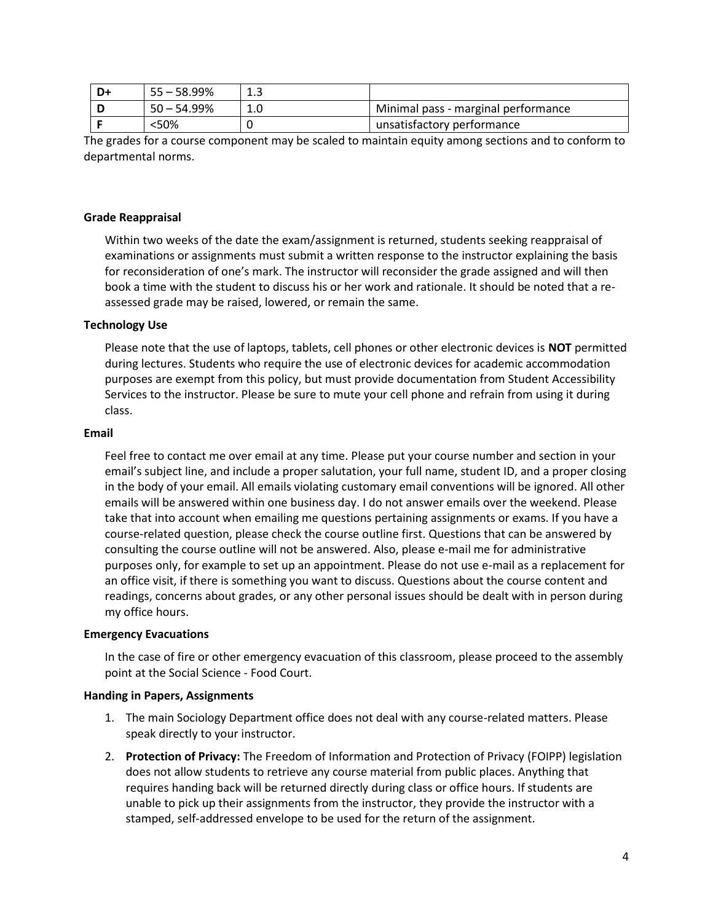| | | | |
|---|---|---|---|
| **D+** | 55 – 58.99% | 1.3 | |
| **D** | 50 – 54.99% | 1.0 | Minimal pass - marginal performance |
| **F** | <50% | 0 | unsatisfactory performance |

The grades for a course component may be scaled to maintain equity among sections and to conform to departmental norms.

**Grade Reappraisal**

Within two weeks of the date the exam/assignment is returned, students seeking reappraisal of examinations or assignments must submit a written response to the instructor explaining the basis for reconsideration of one's mark. The instructor will reconsider the grade assigned and will then book a time with the student to discuss his or her work and rationale. It should be noted that a re-assessed grade may be raised, lowered, or remain the same.

**Technology Use**

Please note that the use of laptops, tablets, cell phones or other electronic devices is **NOT** permitted during lectures. Students who require the use of electronic devices for academic accommodation purposes are exempt from this policy, but must provide documentation from Student Accessibility Services to the instructor. Please be sure to mute your cell phone and refrain from using it during class.

**Email**

Feel free to contact me over email at any time. Please put your course number and section in your email's subject line, and include a proper salutation, your full name, student ID, and a proper closing in the body of your email. All emails violating customary email conventions will be ignored. All other emails will be answered within one business day. I do not answer emails over the weekend. Please take that into account when emailing me questions pertaining assignments or exams. If you have a course-related question, please check the course outline first. Questions that can be answered by consulting the course outline will not be answered. Also, please e-mail me for administrative purposes only, for example to set up an appointment. Please do not use e-mail as a replacement for an office visit, if there is something you want to discuss. Questions about the course content and readings, concerns about grades, or any other personal issues should be dealt with in person during my office hours.

**Emergency Evacuations**

In the case of fire or other emergency evacuation of this classroom, please proceed to the assembly point at the Social Science - Food Court.

**Handing in Papers, Assignments**

1. The main Sociology Department office does not deal with any course-related matters. Please speak directly to your instructor.
2. **Protection of Privacy:** The Freedom of Information and Protection of Privacy (FOIPP) legislation does not allow students to retrieve any course material from public places. Anything that requires handing back will be returned directly during class or office hours. If students are unable to pick up their assignments from the instructor, they provide the instructor with a stamped, self-addressed envelope to be used for the return of the assignment.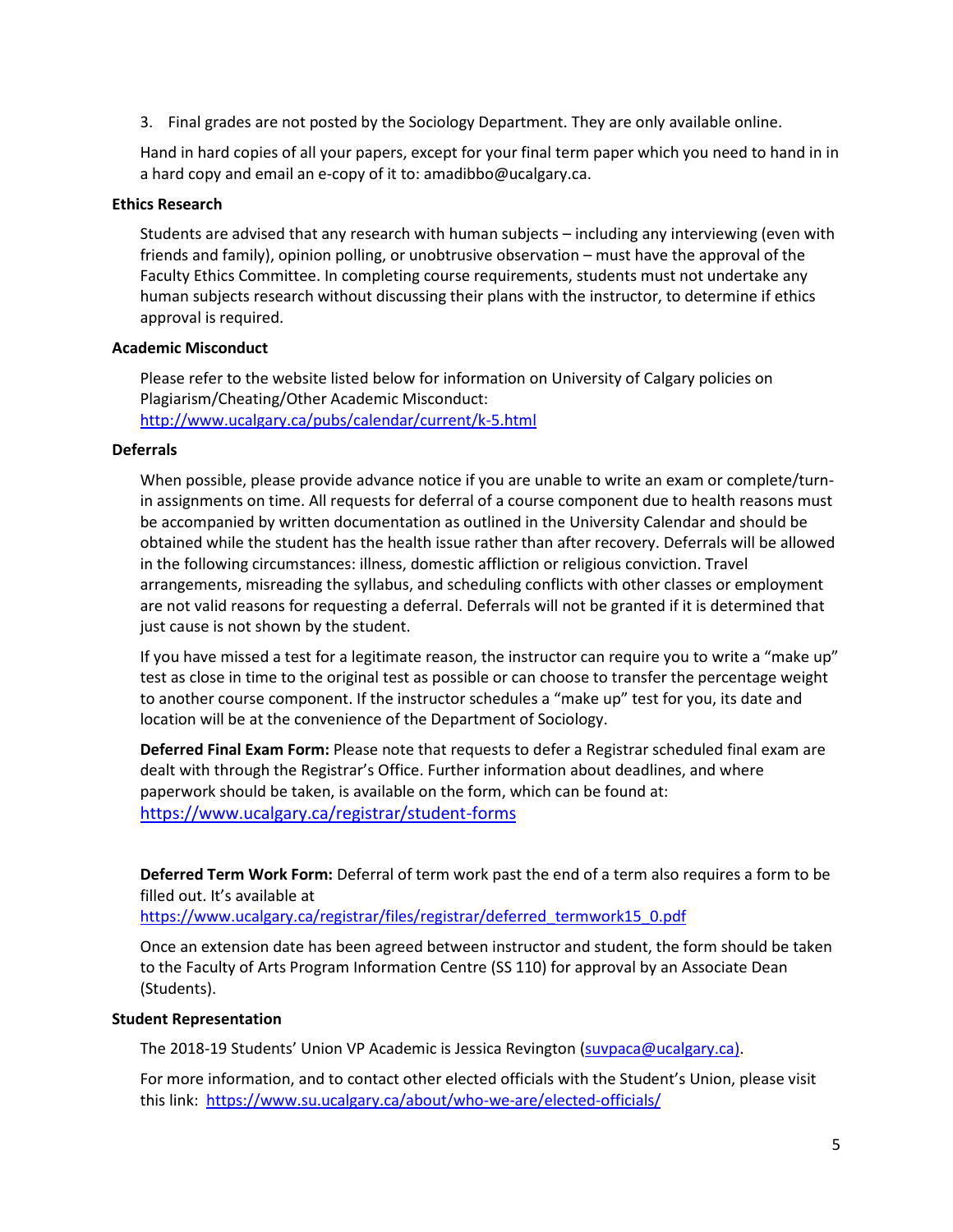3. Final grades are not posted by the Sociology Department. They are only available online.

Hand in hard copies of all your papers, except for your final term paper which you need to hand in in a hard copy and email an e-copy of it to: amadibbo@ucalgary.ca.

**Ethics Research**

Students are advised that any research with human subjects – including any interviewing (even with friends and family), opinion polling, or unobtrusive observation – must have the approval of the Faculty Ethics Committee. In completing course requirements, students must not undertake any human subjects research without discussing their plans with the instructor, to determine if ethics approval is required.

**Academic Misconduct**

Please refer to the website listed below for information on University of Calgary policies on Plagiarism/Cheating/Other Academic Misconduct:
http://www.ucalgary.ca/pubs/calendar/current/k-5.html

**Deferrals**

When possible, please provide advance notice if you are unable to write an exam or complete/turn-in assignments on time. All requests for deferral of a course component due to health reasons must be accompanied by written documentation as outlined in the University Calendar and should be obtained while the student has the health issue rather than after recovery. Deferrals will be allowed in the following circumstances: illness, domestic affliction or religious conviction. Travel arrangements, misreading the syllabus, and scheduling conflicts with other classes or employment are not valid reasons for requesting a deferral. Deferrals will not be granted if it is determined that just cause is not shown by the student.

If you have missed a test for a legitimate reason, the instructor can require you to write a "make up" test as close in time to the original test as possible or can choose to transfer the percentage weight to another course component. If the instructor schedules a "make up" test for you, its date and location will be at the convenience of the Department of Sociology.

**Deferred Final Exam Form:** Please note that requests to defer a Registrar scheduled final exam are dealt with through the Registrar's Office. Further information about deadlines, and where paperwork should be taken, is available on the form, which can be found at: https://www.ucalgary.ca/registrar/student-forms

**Deferred Term Work Form:** Deferral of term work past the end of a term also requires a form to be filled out. It's available at
https://www.ucalgary.ca/registrar/files/registrar/deferred_termwork15_0.pdf

Once an extension date has been agreed between instructor and student, the form should be taken to the Faculty of Arts Program Information Centre (SS 110) for approval by an Associate Dean (Students).

**Student Representation**

The 2018-19 Students' Union VP Academic is Jessica Revington (suvpaca@ucalgary.ca).

For more information, and to contact other elected officials with the Student's Union, please visit this link: https://www.su.ucalgary.ca/about/who-we-are/elected-officials/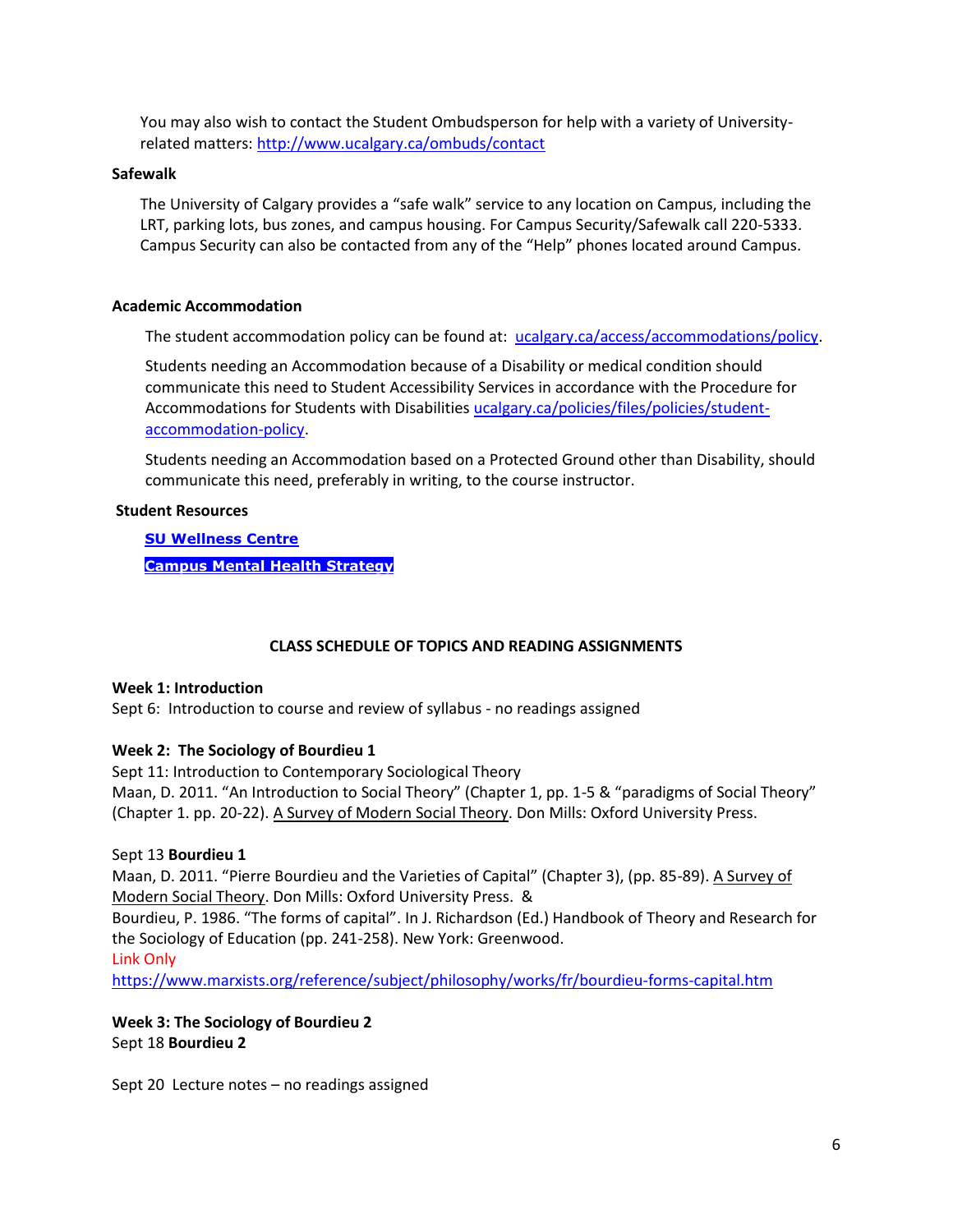You may also wish to contact the Student Ombudsperson for help with a variety of University-related matters: http://www.ucalgary.ca/ombuds/contact

**Safewalk**

The University of Calgary provides a "safe walk" service to any location on Campus, including the LRT, parking lots, bus zones, and campus housing. For Campus Security/Safewalk call 220-5333. Campus Security can also be contacted from any of the "Help" phones located around Campus.

**Academic Accommodation**

The student accommodation policy can be found at: ucalgary.ca/access/accommodations/policy.

Students needing an Accommodation because of a Disability or medical condition should communicate this need to Student Accessibility Services in accordance with the Procedure for Accommodations for Students with Disabilities ucalgary.ca/policies/files/policies/student-accommodation-policy.

Students needing an Accommodation based on a Protected Ground other than Disability, should communicate this need, preferably in writing, to the course instructor.

**Student Resources**

**SU Wellness Centre**

**Campus Mental Health Strategy**

## CLASS SCHEDULE OF TOPICS AND READING ASSIGNMENTS

**Week 1: Introduction**
Sept 6: Introduction to course and review of syllabus - no readings assigned

**Week 2: The Sociology of Bourdieu 1**
Sept 11: Introduction to Contemporary Sociological Theory
Maan, D. 2011. "An Introduction to Social Theory" (Chapter 1, pp. 1-5 & "paradigms of Social Theory" (Chapter 1. pp. 20-22). A Survey of Modern Social Theory. Don Mills: Oxford University Press.

Sept 13 **Bourdieu 1**
Maan, D. 2011. "Pierre Bourdieu and the Varieties of Capital" (Chapter 3), (pp. 85-89). A Survey of Modern Social Theory. Don Mills: Oxford University Press. &
Bourdieu, P. 1986. "The forms of capital". In J. Richardson (Ed.) Handbook of Theory and Research for the Sociology of Education (pp. 241-258). New York: Greenwood.
Link Only
https://www.marxists.org/reference/subject/philosophy/works/fr/bourdieu-forms-capital.htm

**Week 3: The Sociology of Bourdieu 2**
Sept 18 **Bourdieu 2**

Sept 20 Lecture notes – no readings assigned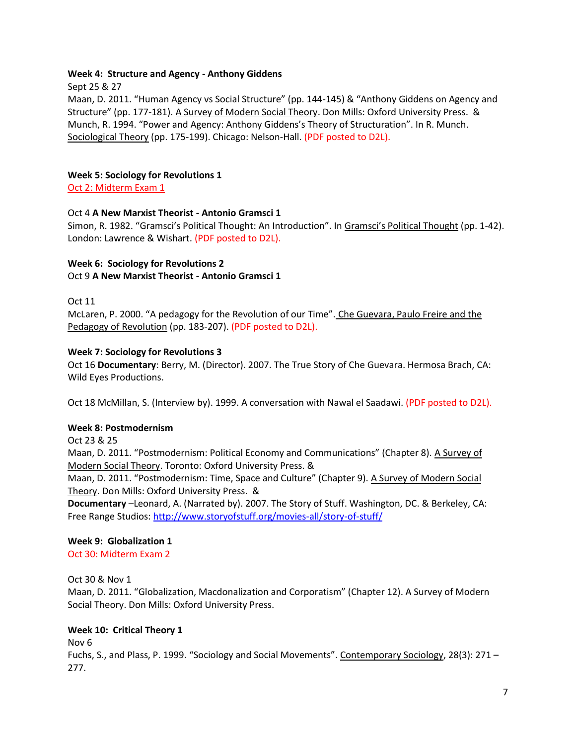**Week 4: Structure and Agency - Anthony Giddens**

Sept 25 & 27

Maan, D. 2011. "Human Agency vs Social Structure" (pp. 144-145) & "Anthony Giddens on Agency and Structure" (pp. 177-181). A Survey of Modern Social Theory. Don Mills: Oxford University Press. & Munch, R. 1994. "Power and Agency: Anthony Giddens's Theory of Structuration". In R. Munch. Sociological Theory (pp. 175-199). Chicago: Nelson-Hall. (PDF posted to D2L).

**Week 5: Sociology for Revolutions 1**

Oct 2: Midterm Exam 1

Oct 4 **A New Marxist Theorist - Antonio Gramsci 1**

Simon, R. 1982. "Gramsci's Political Thought: An Introduction". In Gramsci's Political Thought (pp. 1-42). London: Lawrence & Wishart. (PDF posted to D2L).

**Week 6: Sociology for Revolutions 2**

Oct 9 **A New Marxist Theorist - Antonio Gramsci 1**

Oct 11

McLaren, P. 2000. "A pedagogy for the Revolution of our Time". Che Guevara, Paulo Freire and the Pedagogy of Revolution (pp. 183-207). (PDF posted to D2L).

**Week 7: Sociology for Revolutions 3**

Oct 16 **Documentary**: Berry, M. (Director). 2007. The True Story of Che Guevara. Hermosa Brach, CA: Wild Eyes Productions.

Oct 18 McMillan, S. (Interview by). 1999. A conversation with Nawal el Saadawi. (PDF posted to D2L).

**Week 8: Postmodernism**

Oct 23 & 25

Maan, D. 2011. "Postmodernism: Political Economy and Communications" (Chapter 8). A Survey of Modern Social Theory. Toronto: Oxford University Press. &

Maan, D. 2011. "Postmodernism: Time, Space and Culture" (Chapter 9). A Survey of Modern Social Theory. Don Mills: Oxford University Press. &

**Documentary** –Leonard, A. (Narrated by). 2007. The Story of Stuff. Washington, DC. & Berkeley, CA: Free Range Studios: http://www.storyofstuff.org/movies-all/story-of-stuff/

**Week 9: Globalization 1**

Oct 30: Midterm Exam 2

Oct 30 & Nov 1

Maan, D. 2011. "Globalization, Macdonalization and Corporatism" (Chapter 12). A Survey of Modern Social Theory. Don Mills: Oxford University Press.

**Week 10: Critical Theory 1**

Nov 6

Fuchs, S., and Plass, P. 1999. "Sociology and Social Movements". Contemporary Sociology, 28(3): 271 – 277.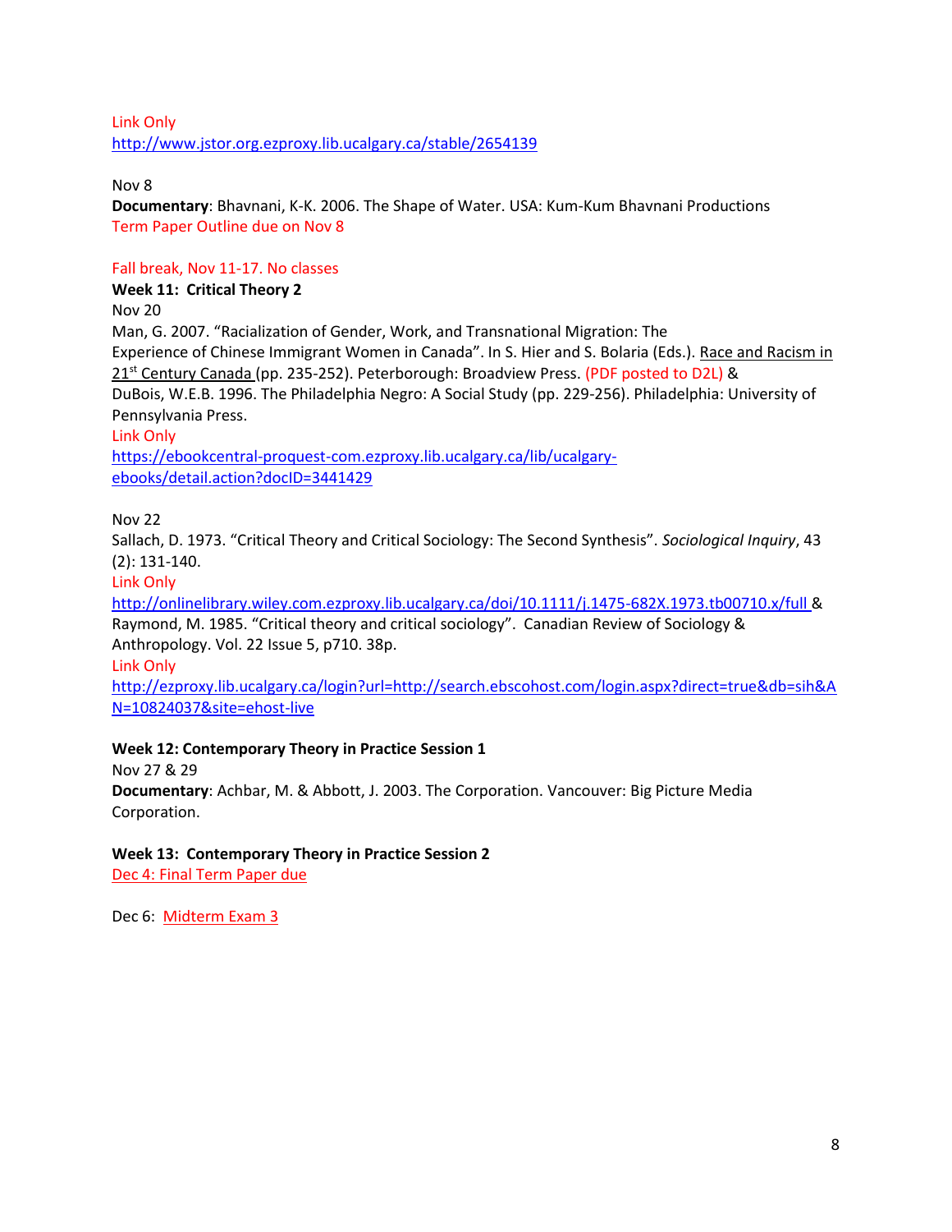Link Only
http://www.jstor.org.ezproxy.lib.ucalgary.ca/stable/2654139

Nov 8
**Documentary**: Bhavnani, K-K. 2006. The Shape of Water. USA: Kum-Kum Bhavnani Productions
Term Paper Outline due on Nov 8

Fall break, Nov 11-17. No classes

**Week 11: Critical Theory 2**

Nov 20
Man, G. 2007. "Racialization of Gender, Work, and Transnational Migration: The Experience of Chinese Immigrant Women in Canada". In S. Hier and S. Bolaria (Eds.). Race and Racism in 21st Century Canada (pp. 235-252). Peterborough: Broadview Press. (PDF posted to D2L) &
DuBois, W.E.B. 1996. The Philadelphia Negro: A Social Study (pp. 229-256). Philadelphia: University of Pennsylvania Press.
Link Only
https://ebookcentral-proquest-com.ezproxy.lib.ucalgary.ca/lib/ucalgary-ebooks/detail.action?docID=3441429

Nov 22
Sallach, D. 1973. "Critical Theory and Critical Sociology: The Second Synthesis". *Sociological Inquiry*, 43 (2): 131-140.
Link Only
http://onlinelibrary.wiley.com.ezproxy.lib.ucalgary.ca/doi/10.1111/j.1475-682X.1973.tb00710.x/full &
Raymond, M. 1985. "Critical theory and critical sociology". Canadian Review of Sociology & Anthropology. Vol. 22 Issue 5, p710. 38p.
Link Only
http://ezproxy.lib.ucalgary.ca/login?url=http://search.ebscohost.com/login.aspx?direct=true&db=sih&AN=10824037&site=ehost-live

**Week 12: Contemporary Theory in Practice Session 1**

Nov 27 & 29
**Documentary**: Achbar, M. & Abbott, J. 2003. The Corporation. Vancouver: Big Picture Media Corporation.

**Week 13: Contemporary Theory in Practice Session 2**

Dec 4: Final Term Paper due

Dec 6: Midterm Exam 3